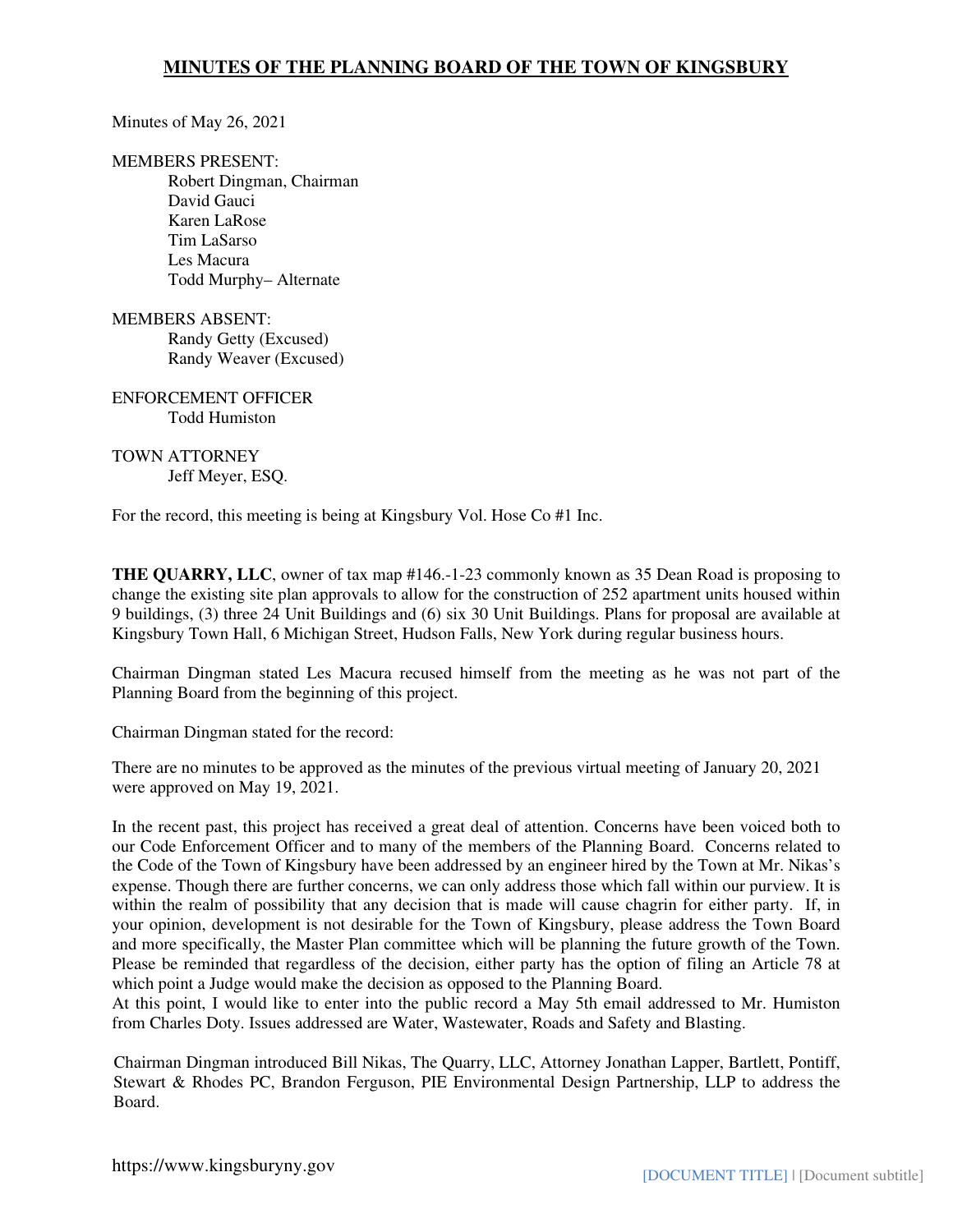# MINUTES OF THE PLANNING BOARD OF THE TOWN OF KINGSBURY

Minutes of May 26, 2021

MEMBERS PRESENT:
- Robert Dingman, Chairman
- David Gauci
- Karen LaRose
- Tim LaSarso
- Les Macura
- Todd Murphy– Alternate

MEMBERS ABSENT:
- Randy Getty (Excused)
- Randy Weaver (Excused)

ENFORCEMENT OFFICER
- Todd Humiston

TOWN ATTORNEY
- Jeff Meyer, ESQ.

For the record, this meeting is being at Kingsbury Vol. Hose Co #1 Inc.

**THE QUARRY, LLC**, owner of tax map #146.-1-23 commonly known as 35 Dean Road is proposing to change the existing site plan approvals to allow for the construction of 252 apartment units housed within 9 buildings, (3) three 24 Unit Buildings and (6) six 30 Unit Buildings. Plans for proposal are available at Kingsbury Town Hall, 6 Michigan Street, Hudson Falls, New York during regular business hours.

Chairman Dingman stated Les Macura recused himself from the meeting as he was not part of the Planning Board from the beginning of this project.

Chairman Dingman stated for the record:

There are no minutes to be approved as the minutes of the previous virtual meeting of January 20, 2021 were approved on May 19, 2021.

In the recent past, this project has received a great deal of attention. Concerns have been voiced both to our Code Enforcement Officer and to many of the members of the Planning Board. Concerns related to the Code of the Town of Kingsbury have been addressed by an engineer hired by the Town at Mr. Nikas's expense. Though there are further concerns, we can only address those which fall within our purview. It is within the realm of possibility that any decision that is made will cause chagrin for either party. If, in your opinion, development is not desirable for the Town of Kingsbury, please address the Town Board and more specifically, the Master Plan committee which will be planning the future growth of the Town. Please be reminded that regardless of the decision, either party has the option of filing an Article 78 at which point a Judge would make the decision as opposed to the Planning Board.
At this point, I would like to enter into the public record a May 5th email addressed to Mr. Humiston from Charles Doty. Issues addressed are Water, Wastewater, Roads and Safety and Blasting.

Chairman Dingman introduced Bill Nikas, The Quarry, LLC, Attorney Jonathan Lapper, Bartlett, Pontiff, Stewart & Rhodes PC, Brandon Ferguson, PIE Environmental Design Partnership, LLP to address the Board.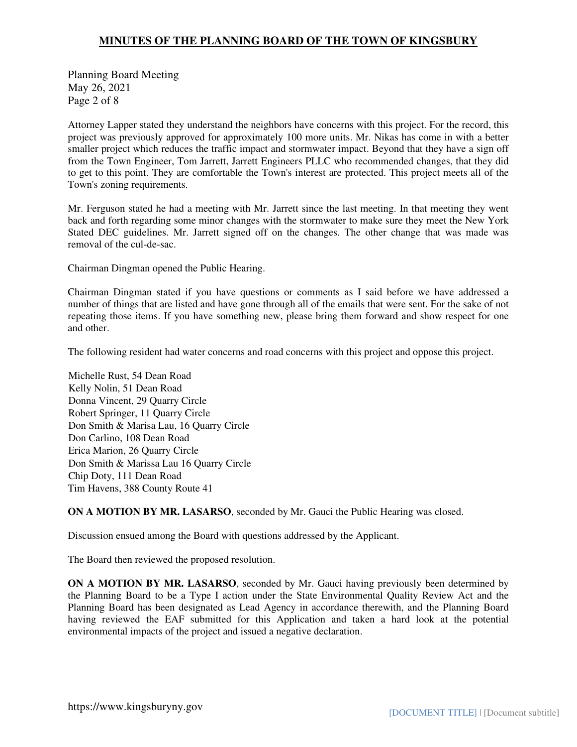Attorney Lapper stated they understand the neighbors have concerns with this project. For the record, this project was previously approved for approximately 100 more units. Mr. Nikas has come in with a better smaller project which reduces the traffic impact and stormwater impact. Beyond that they have a sign off from the Town Engineer, Tom Jarrett, Jarrett Engineers PLLC who recommended changes, that they did to get to this point. They are comfortable the Town's interest are protected. This project meets all of the Town's zoning requirements.

Mr. Ferguson stated he had a meeting with Mr. Jarrett since the last meeting. In that meeting they went back and forth regarding some minor changes with the stormwater to make sure they meet the New York Stated DEC guidelines. Mr. Jarrett signed off on the changes. The other change that was made was removal of the cul-de-sac.

Chairman Dingman opened the Public Hearing.

Chairman Dingman stated if you have questions or comments as I said before we have addressed a number of things that are listed and have gone through all of the emails that were sent. For the sake of not repeating those items. If you have something new, please bring them forward and show respect for one and other.

The following resident had water concerns and road concerns with this project and oppose this project.

Michelle Rust, 54 Dean Road
Kelly Nolin, 51 Dean Road
Donna Vincent, 29 Quarry Circle
Robert Springer, 11 Quarry Circle
Don Smith & Marisa Lau, 16 Quarry Circle
Don Carlino, 108 Dean Road
Erica Marion, 26 Quarry Circle
Don Smith & Marissa Lau 16 Quarry Circle
Chip Doty, 111 Dean Road
Tim Havens, 388 County Route 41

**ON A MOTION BY MR. LASARSO**, seconded by Mr. Gauci the Public Hearing was closed.

Discussion ensued among the Board with questions addressed by the Applicant.

The Board then reviewed the proposed resolution.

**ON A MOTION BY MR. LASARSO**, seconded by Mr. Gauci having previously been determined by the Planning Board to be a Type I action under the State Environmental Quality Review Act and the Planning Board has been designated as Lead Agency in accordance therewith, and the Planning Board having reviewed the EAF submitted for this Application and taken a hard look at the potential environmental impacts of the project and issued a negative declaration.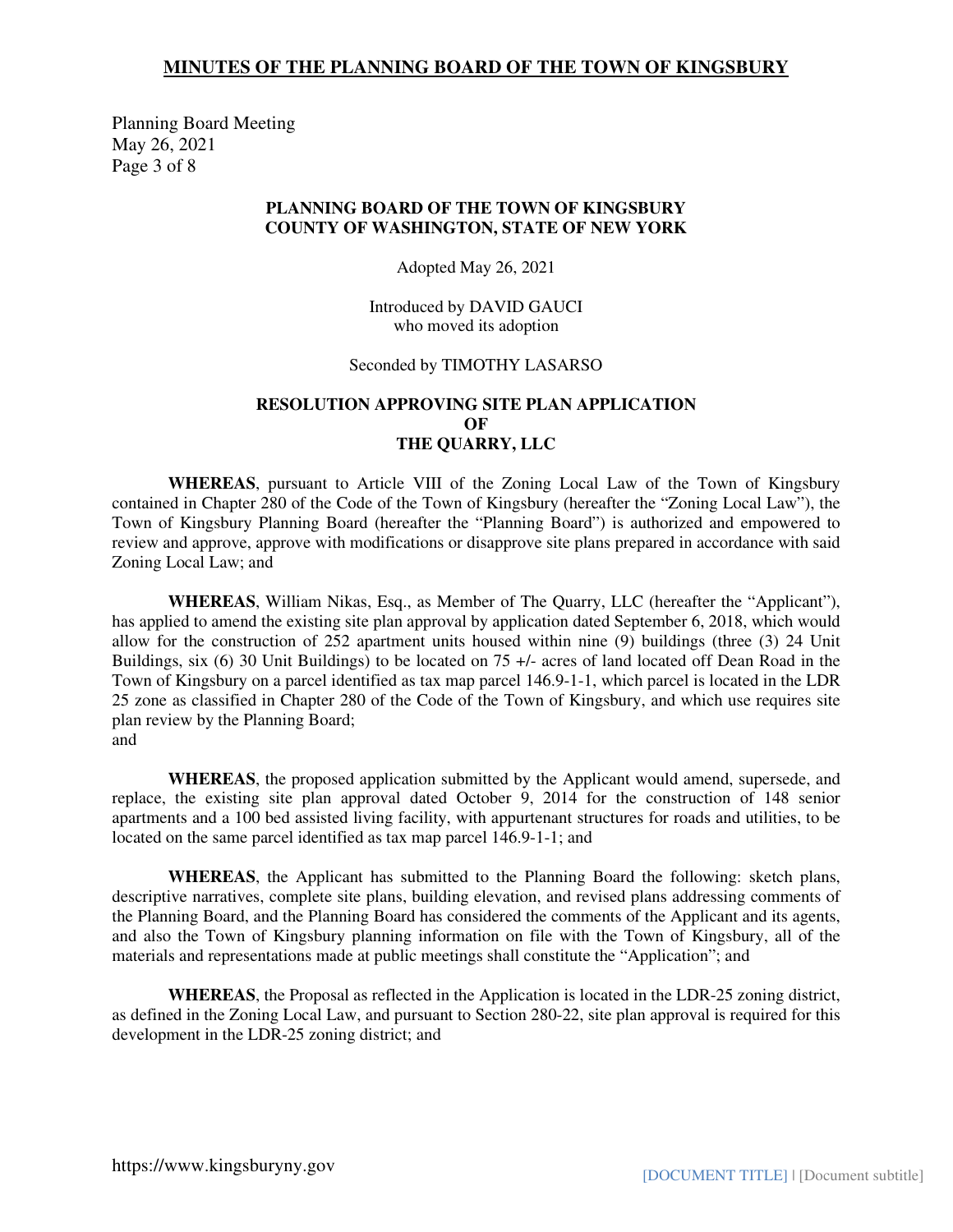**PLANNING BOARD OF THE TOWN OF KINGSBURY**
**COUNTY OF WASHINGTON, STATE OF NEW YORK**

Adopted May 26, 2021

Introduced by DAVID GAUCI
who moved its adoption

Seconded by TIMOTHY LASARSO

**RESOLUTION APPROVING SITE PLAN APPLICATION**
**OF**
**THE QUARRY, LLC**

**WHEREAS**, pursuant to Article VIII of the Zoning Local Law of the Town of Kingsbury contained in Chapter 280 of the Code of the Town of Kingsbury (hereafter the "Zoning Local Law"), the Town of Kingsbury Planning Board (hereafter the "Planning Board") is authorized and empowered to review and approve, approve with modifications or disapprove site plans prepared in accordance with said Zoning Local Law; and

**WHEREAS**, William Nikas, Esq., as Member of The Quarry, LLC (hereafter the "Applicant"), has applied to amend the existing site plan approval by application dated September 6, 2018, which would allow for the construction of 252 apartment units housed within nine (9) buildings (three (3) 24 Unit Buildings, six (6) 30 Unit Buildings) to be located on 75 +/- acres of land located off Dean Road in the Town of Kingsbury on a parcel identified as tax map parcel 146.9-1-1, which parcel is located in the LDR 25 zone as classified in Chapter 280 of the Code of the Town of Kingsbury, and which use requires site plan review by the Planning Board;
and

**WHEREAS**, the proposed application submitted by the Applicant would amend, supersede, and replace, the existing site plan approval dated October 9, 2014 for the construction of 148 senior apartments and a 100 bed assisted living facility, with appurtenant structures for roads and utilities, to be located on the same parcel identified as tax map parcel 146.9-1-1; and

**WHEREAS**, the Applicant has submitted to the Planning Board the following: sketch plans, descriptive narratives, complete site plans, building elevation, and revised plans addressing comments of the Planning Board, and the Planning Board has considered the comments of the Applicant and its agents, and also the Town of Kingsbury planning information on file with the Town of Kingsbury, all of the materials and representations made at public meetings shall constitute the "Application"; and

**WHEREAS**, the Proposal as reflected in the Application is located in the LDR-25 zoning district, as defined in the Zoning Local Law, and pursuant to Section 280-22, site plan approval is required for this development in the LDR-25 zoning district; and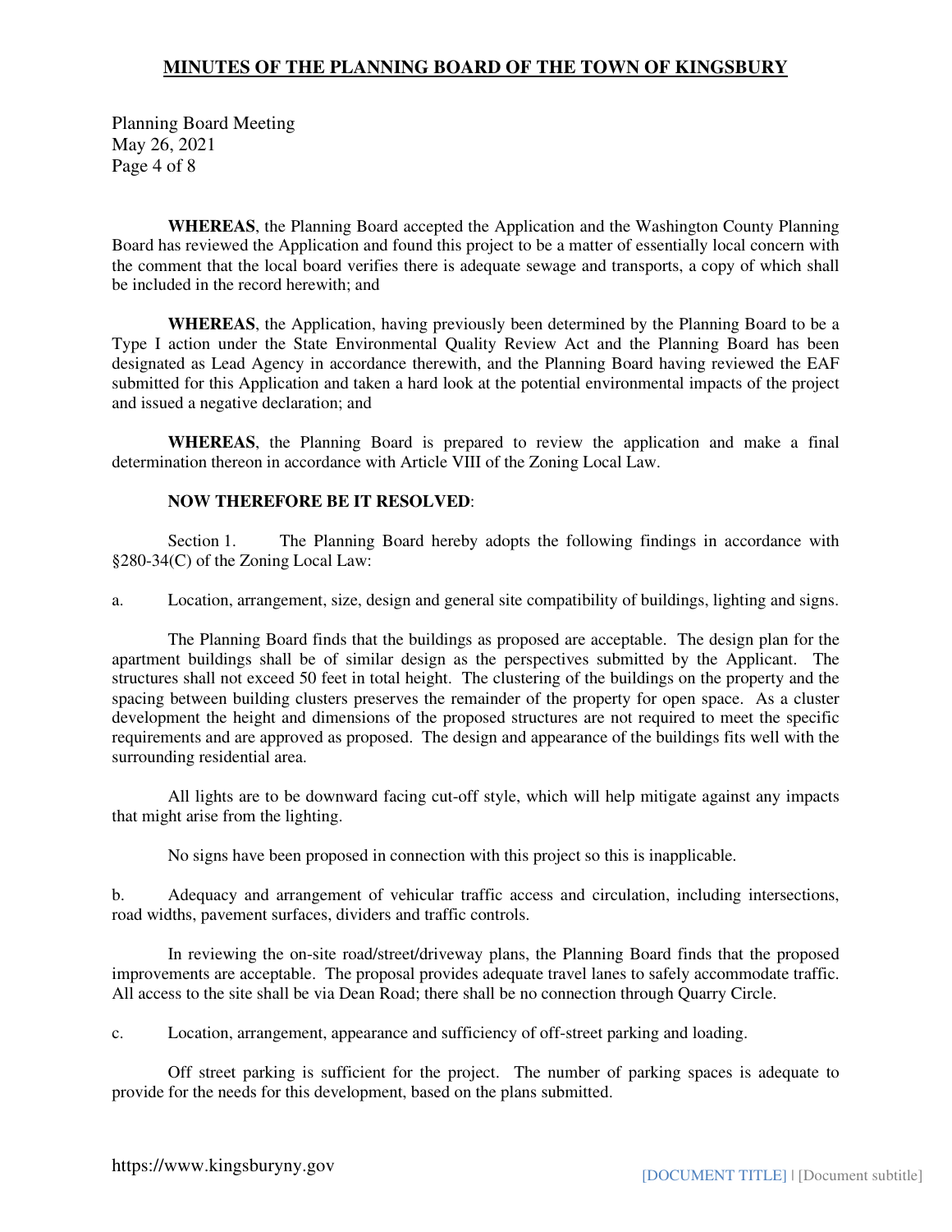**WHEREAS**, the Planning Board accepted the Application and the Washington County Planning Board has reviewed the Application and found this project to be a matter of essentially local concern with the comment that the local board verifies there is adequate sewage and transports, a copy of which shall be included in the record herewith; and

**WHEREAS**, the Application, having previously been determined by the Planning Board to be a Type I action under the State Environmental Quality Review Act and the Planning Board has been designated as Lead Agency in accordance therewith, and the Planning Board having reviewed the EAF submitted for this Application and taken a hard look at the potential environmental impacts of the project and issued a negative declaration; and

**WHEREAS**, the Planning Board is prepared to review the application and make a final determination thereon in accordance with Article VIII of the Zoning Local Law.

**NOW THEREFORE BE IT RESOLVED**:

Section 1. The Planning Board hereby adopts the following findings in accordance with §280-34(C) of the Zoning Local Law:

a. Location, arrangement, size, design and general site compatibility of buildings, lighting and signs.

The Planning Board finds that the buildings as proposed are acceptable. The design plan for the apartment buildings shall be of similar design as the perspectives submitted by the Applicant. The structures shall not exceed 50 feet in total height. The clustering of the buildings on the property and the spacing between building clusters preserves the remainder of the property for open space. As a cluster development the height and dimensions of the proposed structures are not required to meet the specific requirements and are approved as proposed. The design and appearance of the buildings fits well with the surrounding residential area.

All lights are to be downward facing cut-off style, which will help mitigate against any impacts that might arise from the lighting.

No signs have been proposed in connection with this project so this is inapplicable.

b. Adequacy and arrangement of vehicular traffic access and circulation, including intersections, road widths, pavement surfaces, dividers and traffic controls.

In reviewing the on-site road/street/driveway plans, the Planning Board finds that the proposed improvements are acceptable. The proposal provides adequate travel lanes to safely accommodate traffic. All access to the site shall be via Dean Road; there shall be no connection through Quarry Circle.

c. Location, arrangement, appearance and sufficiency of off-street parking and loading.

Off street parking is sufficient for the project. The number of parking spaces is adequate to provide for the needs for this development, based on the plans submitted.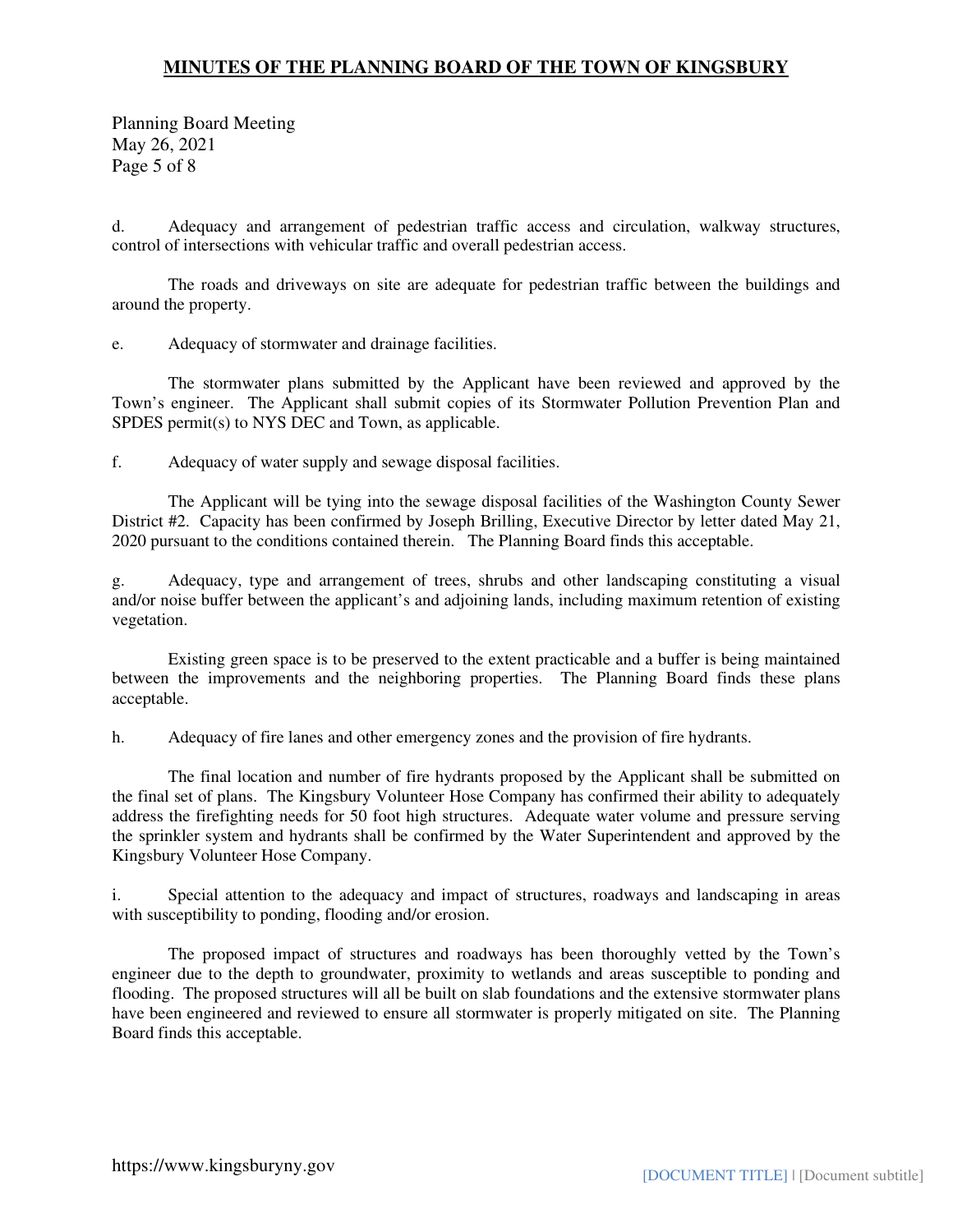d. Adequacy and arrangement of pedestrian traffic access and circulation, walkway structures, control of intersections with vehicular traffic and overall pedestrian access.

The roads and driveways on site are adequate for pedestrian traffic between the buildings and around the property.

e. Adequacy of stormwater and drainage facilities.

The stormwater plans submitted by the Applicant have been reviewed and approved by the Town's engineer. The Applicant shall submit copies of its Stormwater Pollution Prevention Plan and SPDES permit(s) to NYS DEC and Town, as applicable.

f. Adequacy of water supply and sewage disposal facilities.

The Applicant will be tying into the sewage disposal facilities of the Washington County Sewer District #2. Capacity has been confirmed by Joseph Brilling, Executive Director by letter dated May 21, 2020 pursuant to the conditions contained therein. The Planning Board finds this acceptable.

g. Adequacy, type and arrangement of trees, shrubs and other landscaping constituting a visual and/or noise buffer between the applicant's and adjoining lands, including maximum retention of existing vegetation.

Existing green space is to be preserved to the extent practicable and a buffer is being maintained between the improvements and the neighboring properties. The Planning Board finds these plans acceptable.

h. Adequacy of fire lanes and other emergency zones and the provision of fire hydrants.

The final location and number of fire hydrants proposed by the Applicant shall be submitted on the final set of plans. The Kingsbury Volunteer Hose Company has confirmed their ability to adequately address the firefighting needs for 50 foot high structures. Adequate water volume and pressure serving the sprinkler system and hydrants shall be confirmed by the Water Superintendent and approved by the Kingsbury Volunteer Hose Company.

i. Special attention to the adequacy and impact of structures, roadways and landscaping in areas with susceptibility to ponding, flooding and/or erosion.

The proposed impact of structures and roadways has been thoroughly vetted by the Town's engineer due to the depth to groundwater, proximity to wetlands and areas susceptible to ponding and flooding. The proposed structures will all be built on slab foundations and the extensive stormwater plans have been engineered and reviewed to ensure all stormwater is properly mitigated on site. The Planning Board finds this acceptable.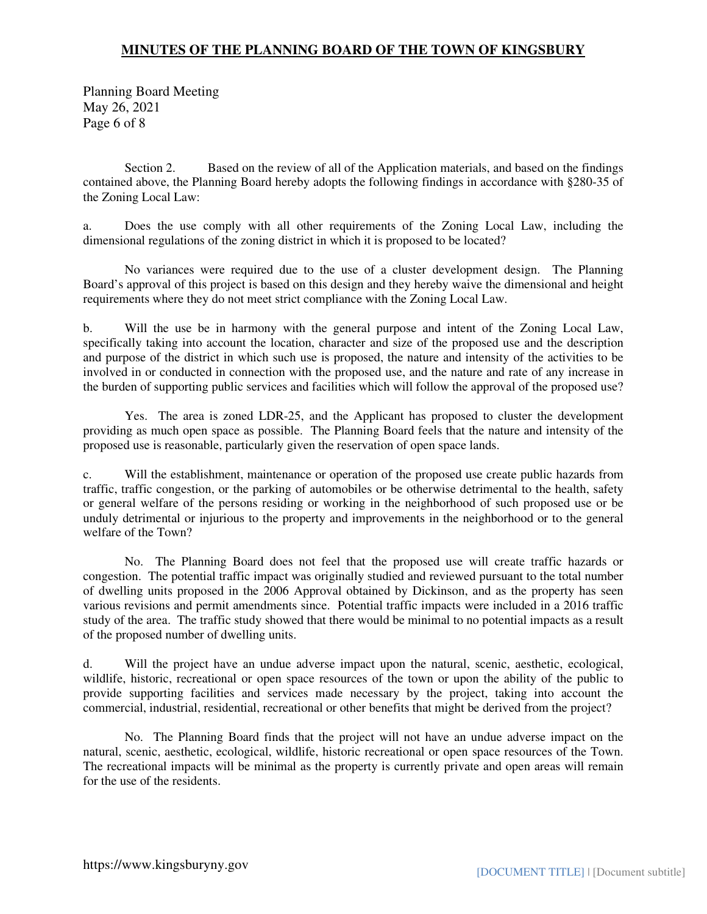Section 2. Based on the review of all of the Application materials, and based on the findings contained above, the Planning Board hereby adopts the following findings in accordance with §280-35 of the Zoning Local Law:

a. Does the use comply with all other requirements of the Zoning Local Law, including the dimensional regulations of the zoning district in which it is proposed to be located?

No variances were required due to the use of a cluster development design. The Planning Board's approval of this project is based on this design and they hereby waive the dimensional and height requirements where they do not meet strict compliance with the Zoning Local Law.

b. Will the use be in harmony with the general purpose and intent of the Zoning Local Law, specifically taking into account the location, character and size of the proposed use and the description and purpose of the district in which such use is proposed, the nature and intensity of the activities to be involved in or conducted in connection with the proposed use, and the nature and rate of any increase in the burden of supporting public services and facilities which will follow the approval of the proposed use?

Yes. The area is zoned LDR-25, and the Applicant has proposed to cluster the development providing as much open space as possible. The Planning Board feels that the nature and intensity of the proposed use is reasonable, particularly given the reservation of open space lands.

c. Will the establishment, maintenance or operation of the proposed use create public hazards from traffic, traffic congestion, or the parking of automobiles or be otherwise detrimental to the health, safety or general welfare of the persons residing or working in the neighborhood of such proposed use or be unduly detrimental or injurious to the property and improvements in the neighborhood or to the general welfare of the Town?

No. The Planning Board does not feel that the proposed use will create traffic hazards or congestion. The potential traffic impact was originally studied and reviewed pursuant to the total number of dwelling units proposed in the 2006 Approval obtained by Dickinson, and as the property has seen various revisions and permit amendments since. Potential traffic impacts were included in a 2016 traffic study of the area. The traffic study showed that there would be minimal to no potential impacts as a result of the proposed number of dwelling units.

d. Will the project have an undue adverse impact upon the natural, scenic, aesthetic, ecological, wildlife, historic, recreational or open space resources of the town or upon the ability of the public to provide supporting facilities and services made necessary by the project, taking into account the commercial, industrial, residential, recreational or other benefits that might be derived from the project?

No. The Planning Board finds that the project will not have an undue adverse impact on the natural, scenic, aesthetic, ecological, wildlife, historic recreational or open space resources of the Town. The recreational impacts will be minimal as the property is currently private and open areas will remain for the use of the residents.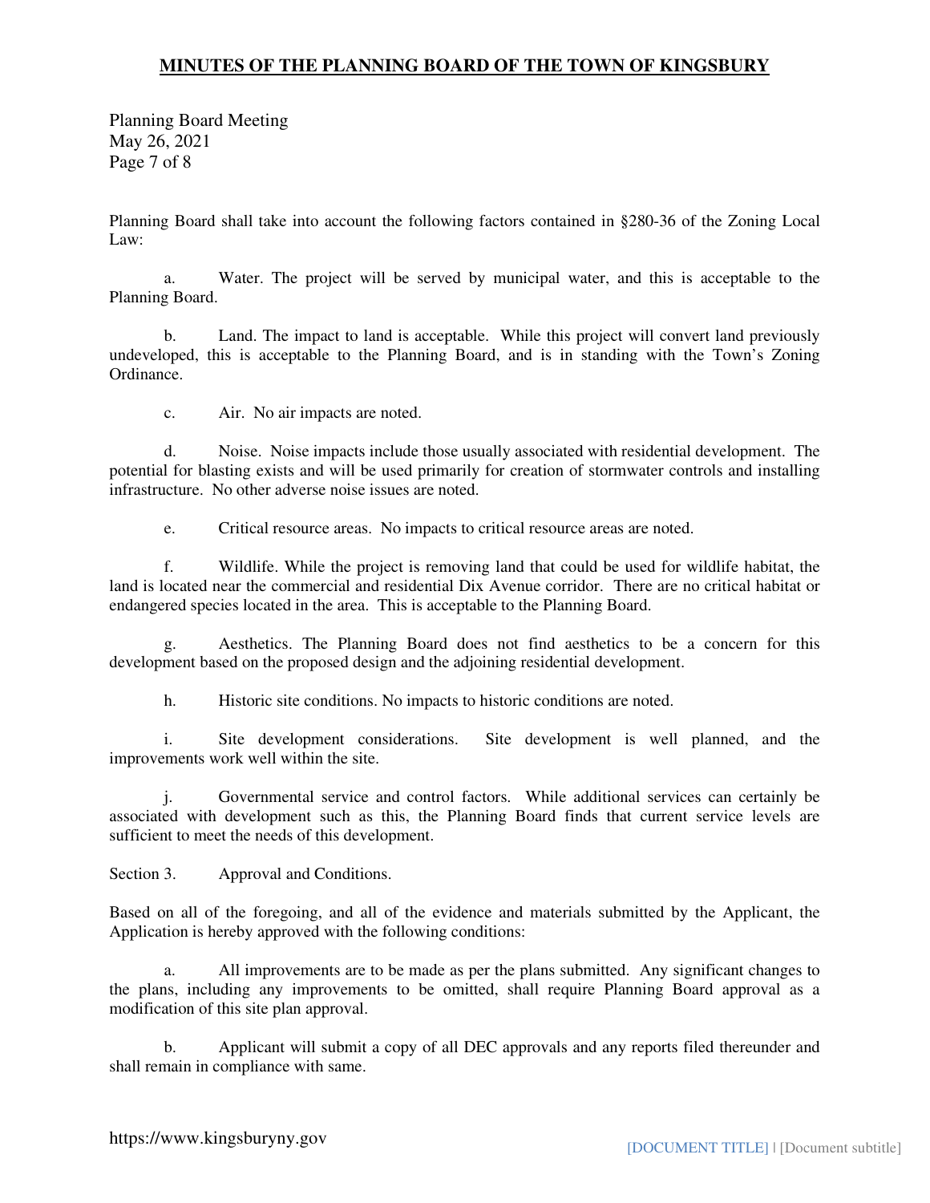Planning Board shall take into account the following factors contained in §280-36 of the Zoning Local Law:

a. Water. The project will be served by municipal water, and this is acceptable to the Planning Board.

b. Land. The impact to land is acceptable. While this project will convert land previously undeveloped, this is acceptable to the Planning Board, and is in standing with the Town's Zoning Ordinance.

c. Air. No air impacts are noted.

d. Noise. Noise impacts include those usually associated with residential development. The potential for blasting exists and will be used primarily for creation of stormwater controls and installing infrastructure. No other adverse noise issues are noted.

e. Critical resource areas. No impacts to critical resource areas are noted.

f. Wildlife. While the project is removing land that could be used for wildlife habitat, the land is located near the commercial and residential Dix Avenue corridor. There are no critical habitat or endangered species located in the area. This is acceptable to the Planning Board.

g. Aesthetics. The Planning Board does not find aesthetics to be a concern for this development based on the proposed design and the adjoining residential development.

h. Historic site conditions. No impacts to historic conditions are noted.

i. Site development considerations. Site development is well planned, and the improvements work well within the site.

j. Governmental service and control factors. While additional services can certainly be associated with development such as this, the Planning Board finds that current service levels are sufficient to meet the needs of this development.

Section 3. Approval and Conditions.

Based on all of the foregoing, and all of the evidence and materials submitted by the Applicant, the Application is hereby approved with the following conditions:

a. All improvements are to be made as per the plans submitted. Any significant changes to the plans, including any improvements to be omitted, shall require Planning Board approval as a modification of this site plan approval.

b. Applicant will submit a copy of all DEC approvals and any reports filed thereunder and shall remain in compliance with same.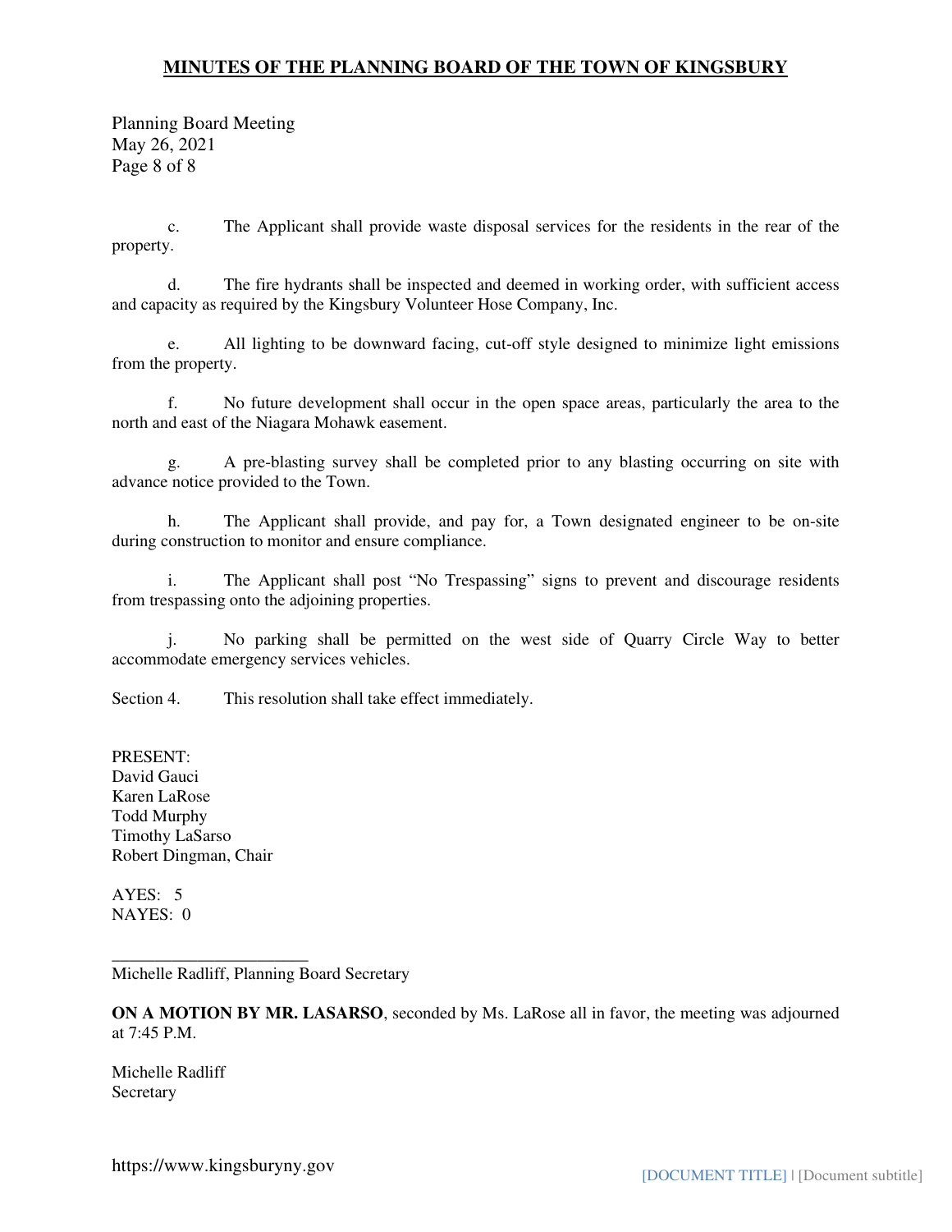c. The Applicant shall provide waste disposal services for the residents in the rear of the property.

d. The fire hydrants shall be inspected and deemed in working order, with sufficient access and capacity as required by the Kingsbury Volunteer Hose Company, Inc.

e. All lighting to be downward facing, cut-off style designed to minimize light emissions from the property.

f. No future development shall occur in the open space areas, particularly the area to the north and east of the Niagara Mohawk easement.

g. A pre-blasting survey shall be completed prior to any blasting occurring on site with advance notice provided to the Town.

h. The Applicant shall provide, and pay for, a Town designated engineer to be on-site during construction to monitor and ensure compliance.

i. The Applicant shall post "No Trespassing" signs to prevent and discourage residents from trespassing onto the adjoining properties.

j. No parking shall be permitted on the west side of Quarry Circle Way to better accommodate emergency services vehicles.

Section 4. This resolution shall take effect immediately.

PRESENT:
David Gauci
Karen LaRose
Todd Murphy
Timothy LaSarso
Robert Dingman, Chair

AYES: 5
NAYES: 0

\_\_\_\_\_\_\_\_\_\_\_\_\_\_\_\_\_\_\_\_\_\_\_\_
Michelle Radliff, Planning Board Secretary

**ON A MOTION BY MR. LASARSO**, seconded by Ms. LaRose all in favor, the meeting was adjourned at 7:45 P.M.

Michelle Radliff
Secretary